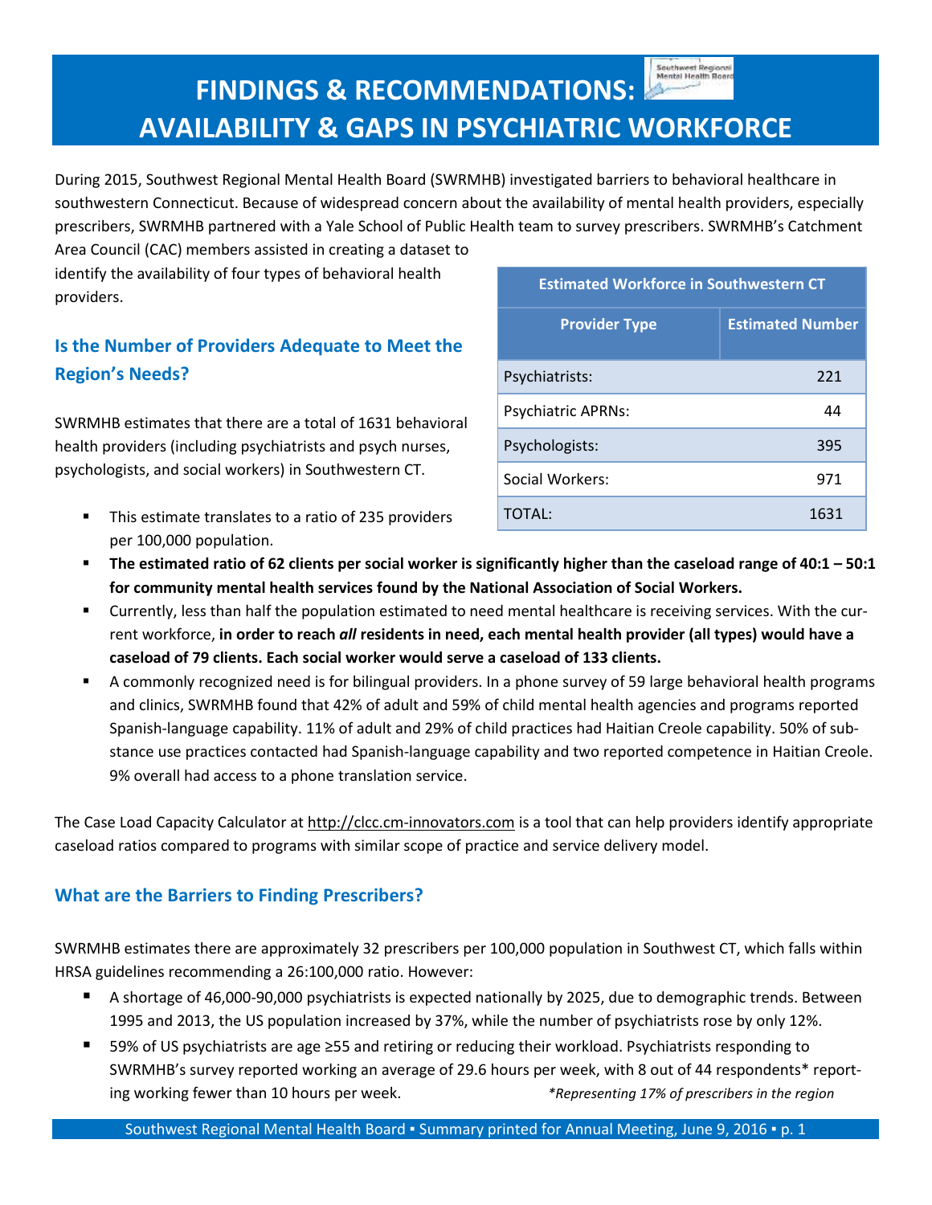# FINDINGS & RECOMMENDATIONS: AVAILABILITY & GAPS IN PSYCHIATRIC WORKFORCE

During 2015, Southwest Regional Mental Health Board (SWRMHB) investigated barriers to behavioral healthcare in southwestern Connecticut. Because of widespread concern about the availability of mental health providers, especially prescribers, SWRMHB partnered with a Yale School of Public Health team to survey prescribers. SWRMHB's Catchment Area Council (CAC) members assisted in creating a dataset to identify the availability of four types of behavioral health providers.

## Is the Number of Providers Adequate to Meet the Region's Needs?

SWRMHB estimates that there are a total of 1631 behavioral health providers (including psychiatrists and psych nurses, psychologists, and social workers) in Southwestern CT.

| Estimated Workforce in Southwestern CT | |
|---|---|
| **Provider Type** | **Estimated Number** |
| Psychiatrists: | 221 |
| Psychiatric APRNs: | 44 |
| Psychologists: | 395 |
| Social Workers: | 971 |
| TOTAL: | 1631 |

- This estimate translates to a ratio of 235 providers per 100,000 population.
- **The estimated ratio of 62 clients per social worker is significantly higher than the caseload range of 40:1 – 50:1 for community mental health services found by the National Association of Social Workers.**
- Currently, less than half the population estimated to need mental healthcare is receiving services. With the current workforce, **in order to reach *all* residents in need, each mental health provider (all types) would have a caseload of 79 clients. Each social worker would serve a caseload of 133 clients.**
- A commonly recognized need is for bilingual providers. In a phone survey of 59 large behavioral health programs and clinics, SWRMHB found that 42% of adult and 59% of child mental health agencies and programs reported Spanish-language capability. 11% of adult and 29% of child practices had Haitian Creole capability. 50% of substance use practices contacted had Spanish-language capability and two reported competence in Haitian Creole. 9% overall had access to a phone translation service.

The Case Load Capacity Calculator at http://clcc.cm-innovators.com is a tool that can help providers identify appropriate caseload ratios compared to programs with similar scope of practice and service delivery model.

## What are the Barriers to Finding Prescribers?

SWRMHB estimates there are approximately 32 prescribers per 100,000 population in Southwest CT, which falls within HRSA guidelines recommending a 26:100,000 ratio. However:

- A shortage of 46,000-90,000 psychiatrists is expected nationally by 2025, due to demographic trends. Between 1995 and 2013, the US population increased by 37%, while the number of psychiatrists rose by only 12%.
- 59% of US psychiatrists are age ≥55 and retiring or reducing their workload. Psychiatrists responding to SWRMHB's survey reported working an average of 29.6 hours per week, with 8 out of 44 respondents* reporting working fewer than 10 hours per week.

*\*Representing 17% of prescribers in the region*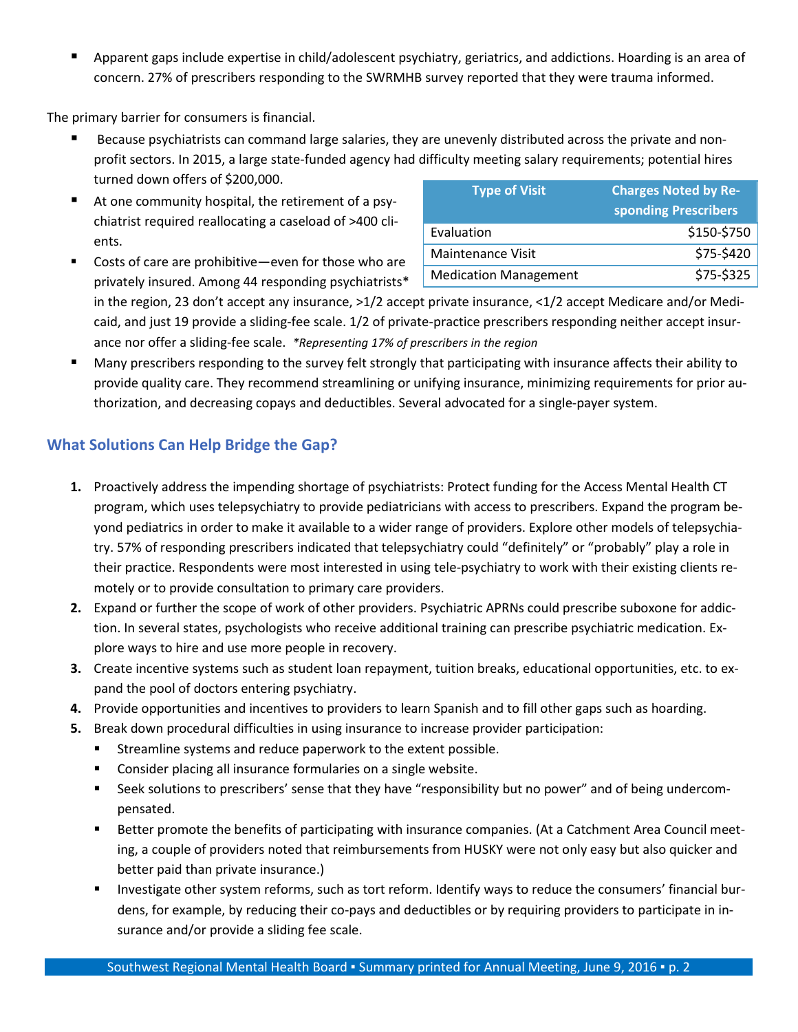- Apparent gaps include expertise in child/adolescent psychiatry, geriatrics, and addictions. Hoarding is an area of concern. 27% of prescribers responding to the SWRMHB survey reported that they were trauma informed.

The primary barrier for consumers is financial.

- Because psychiatrists can command large salaries, they are unevenly distributed across the private and non-profit sectors. In 2015, a large state-funded agency had difficulty meeting salary requirements; potential hires turned down offers of $200,000.
- At one community hospital, the retirement of a psychiatrist required reallocating a caseload of >400 clients.
- Costs of care are prohibitive—even for those who are privately insured. Among 44 responding psychiatrists* in the region, 23 don't accept any insurance, >1/2 accept private insurance, <1/2 accept Medicare and/or Medicaid, and just 19 provide a sliding-fee scale. 1/2 of private-practice prescribers responding neither accept insurance nor offer a sliding-fee scale. *\*Representing 17% of prescribers in the region*
- Many prescribers responding to the survey felt strongly that participating with insurance affects their ability to provide quality care. They recommend streamlining or unifying insurance, minimizing requirements for prior authorization, and decreasing copays and deductibles. Several advocated for a single-payer system.

| Type of Visit | Charges Noted by Responding Prescribers |
|---|---|
| Evaluation | $150-$750 |
| Maintenance Visit | $75-$420 |
| Medication Management | $75-$325 |

## What Solutions Can Help Bridge the Gap?

1. Proactively address the impending shortage of psychiatrists: Protect funding for the Access Mental Health CT program, which uses telepsychiatry to provide pediatricians with access to prescribers. Expand the program beyond pediatrics in order to make it available to a wider range of providers. Explore other models of telepsychiatry. 57% of responding prescribers indicated that telepsychiatry could "definitely" or "probably" play a role in their practice. Respondents were most interested in using tele-psychiatry to work with their existing clients remotely or to provide consultation to primary care providers.
2. Expand or further the scope of work of other providers. Psychiatric APRNs could prescribe suboxone for addiction. In several states, psychologists who receive additional training can prescribe psychiatric medication. Explore ways to hire and use more people in recovery.
3. Create incentive systems such as student loan repayment, tuition breaks, educational opportunities, etc. to expand the pool of doctors entering psychiatry.
4. Provide opportunities and incentives to providers to learn Spanish and to fill other gaps such as hoarding.
5. Break down procedural difficulties in using insurance to increase provider participation:
   - Streamline systems and reduce paperwork to the extent possible.
   - Consider placing all insurance formularies on a single website.
   - Seek solutions to prescribers' sense that they have "responsibility but no power" and of being undercompensated.
   - Better promote the benefits of participating with insurance companies. (At a Catchment Area Council meeting, a couple of providers noted that reimbursements from HUSKY were not only easy but also quicker and better paid than private insurance.)
   - Investigate other system reforms, such as tort reform. Identify ways to reduce the consumers' financial burdens, for example, by reducing their co-pays and deductibles or by requiring providers to participate in insurance and/or provide a sliding fee scale.